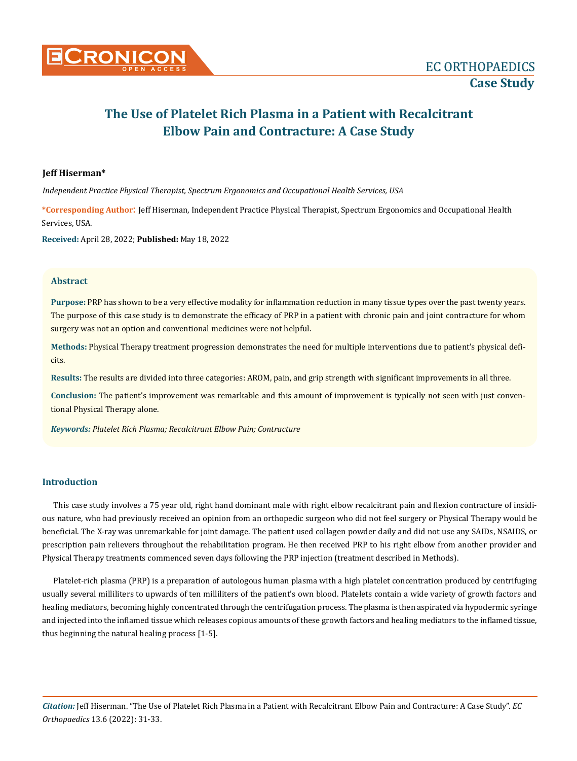# The Use of Platelet Rich Plasma in a Patient with Recalcitrant Elbow Pain and Contracture: A Case Study

**Jeff Hiserman***

*Independent Practice Physical Therapist, Spectrum Ergonomics and Occupational Health Services, USA*

***Corresponding Author**: Jeff Hiserman, Independent Practice Physical Therapist, Spectrum Ergonomics and Occupational Health Services, USA.

**Received:** April 28, 2022; **Published:** May 18, 2022

## Abstract

**Purpose:** PRP has shown to be a very effective modality for inflammation reduction in many tissue types over the past twenty years. The purpose of this case study is to demonstrate the efficacy of PRP in a patient with chronic pain and joint contracture for whom surgery was not an option and conventional medicines were not helpful.

**Methods:** Physical Therapy treatment progression demonstrates the need for multiple interventions due to patient's physical deficits.

**Results:** The results are divided into three categories: AROM, pain, and grip strength with significant improvements in all three.

**Conclusion:** The patient's improvement was remarkable and this amount of improvement is typically not seen with just conventional Physical Therapy alone.

***Keywords:*** *Platelet Rich Plasma; Recalcitrant Elbow Pain; Contracture*

## Introduction

This case study involves a 75 year old, right hand dominant male with right elbow recalcitrant pain and flexion contracture of insidious nature, who had previously received an opinion from an orthopedic surgeon who did not feel surgery or Physical Therapy would be beneficial. The X-ray was unremarkable for joint damage. The patient used collagen powder daily and did not use any SAIDs, NSAIDS, or prescription pain relievers throughout the rehabilitation program. He then received PRP to his right elbow from another provider and Physical Therapy treatments commenced seven days following the PRP injection (treatment described in Methods).

Platelet-rich plasma (PRP) is a preparation of autologous human plasma with a high platelet concentration produced by centrifuging usually several milliliters to upwards of ten milliliters of the patient's own blood. Platelets contain a wide variety of growth factors and healing mediators, becoming highly concentrated through the centrifugation process. The plasma is then aspirated via hypodermic syringe and injected into the inflamed tissue which releases copious amounts of these growth factors and healing mediators to the inflamed tissue, thus beginning the natural healing process [1-5].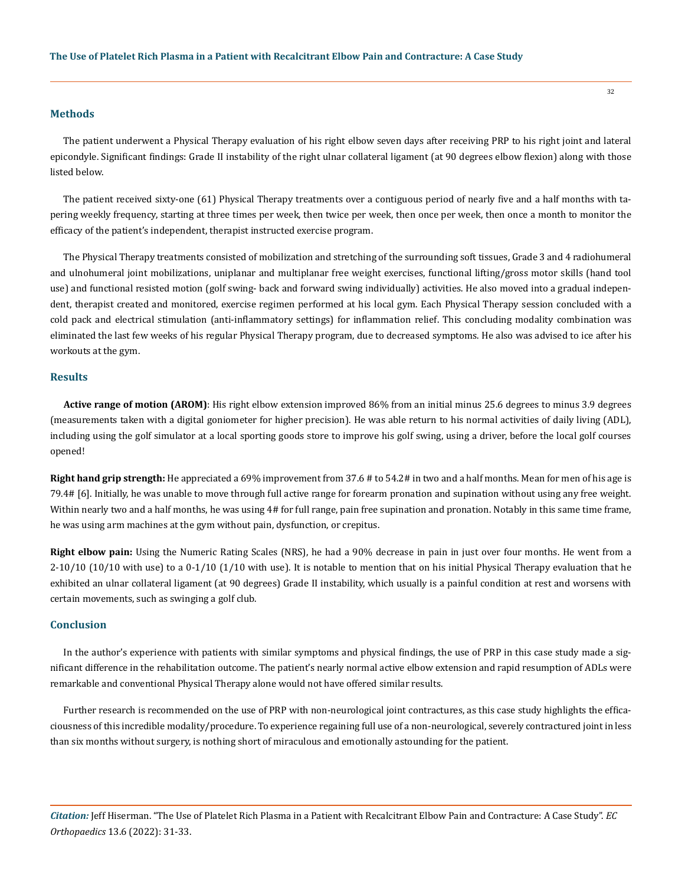## Methods

The patient underwent a Physical Therapy evaluation of his right elbow seven days after receiving PRP to his right joint and lateral epicondyle. Significant findings: Grade II instability of the right ulnar collateral ligament (at 90 degrees elbow flexion) along with those listed below.

The patient received sixty-one (61) Physical Therapy treatments over a contiguous period of nearly five and a half months with tapering weekly frequency, starting at three times per week, then twice per week, then once per week, then once a month to monitor the efficacy of the patient's independent, therapist instructed exercise program.

The Physical Therapy treatments consisted of mobilization and stretching of the surrounding soft tissues, Grade 3 and 4 radiohumeral and ulnohumeral joint mobilizations, uniplanar and multiplanar free weight exercises, functional lifting/gross motor skills (hand tool use) and functional resisted motion (golf swing- back and forward swing individually) activities. He also moved into a gradual independent, therapist created and monitored, exercise regimen performed at his local gym. Each Physical Therapy session concluded with a cold pack and electrical stimulation (anti-inflammatory settings) for inflammation relief. This concluding modality combination was eliminated the last few weeks of his regular Physical Therapy program, due to decreased symptoms. He also was advised to ice after his workouts at the gym.

## Results

**Active range of motion (AROM)**: His right elbow extension improved 86% from an initial minus 25.6 degrees to minus 3.9 degrees (measurements taken with a digital goniometer for higher precision). He was able return to his normal activities of daily living (ADL), including using the golf simulator at a local sporting goods store to improve his golf swing, using a driver, before the local golf courses opened!

**Right hand grip strength:** He appreciated a 69% improvement from 37.6 # to 54.2# in two and a half months. Mean for men of his age is 79.4# [6]. Initially, he was unable to move through full active range for forearm pronation and supination without using any free weight. Within nearly two and a half months, he was using 4# for full range, pain free supination and pronation. Notably in this same time frame, he was using arm machines at the gym without pain, dysfunction, or crepitus.

**Right elbow pain:** Using the Numeric Rating Scales (NRS), he had a 90% decrease in pain in just over four months. He went from a 2-10/10 (10/10 with use) to a 0-1/10 (1/10 with use). It is notable to mention that on his initial Physical Therapy evaluation that he exhibited an ulnar collateral ligament (at 90 degrees) Grade II instability, which usually is a painful condition at rest and worsens with certain movements, such as swinging a golf club.

## Conclusion

In the author's experience with patients with similar symptoms and physical findings, the use of PRP in this case study made a significant difference in the rehabilitation outcome. The patient's nearly normal active elbow extension and rapid resumption of ADLs were remarkable and conventional Physical Therapy alone would not have offered similar results.

Further research is recommended on the use of PRP with non-neurological joint contractures, as this case study highlights the efficaciousness of this incredible modality/procedure. To experience regaining full use of a non-neurological, severely contractured joint in less than six months without surgery, is nothing short of miraculous and emotionally astounding for the patient.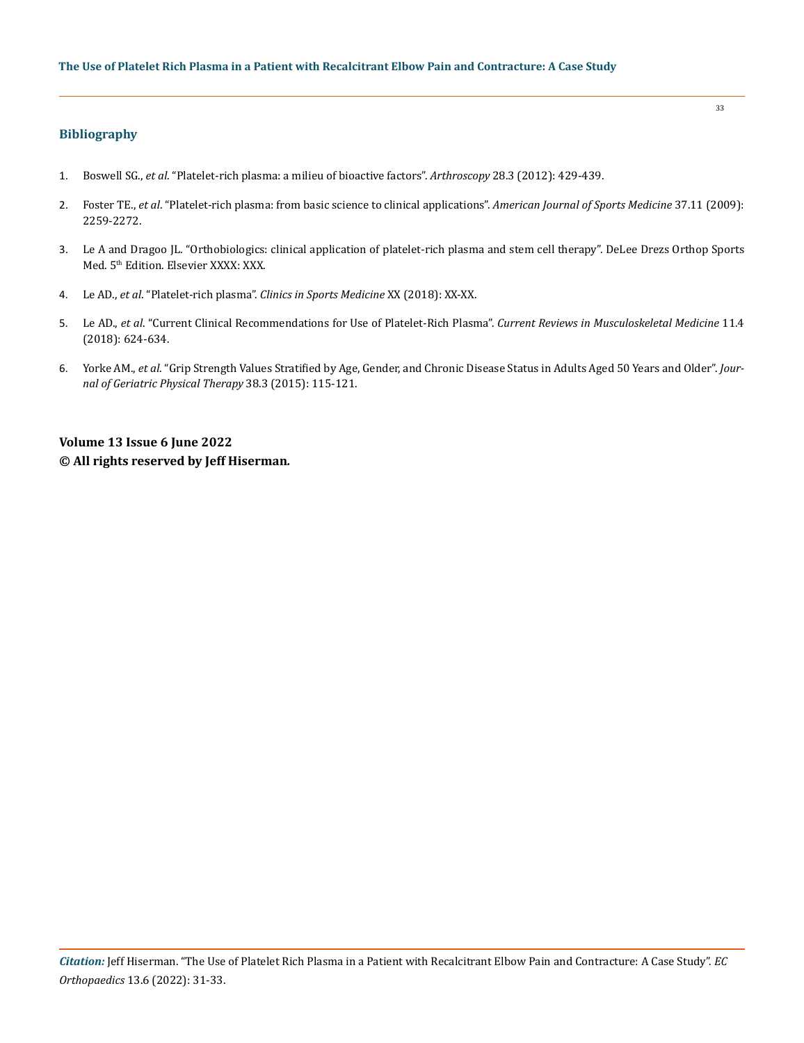## Bibliography

1. Boswell SG., *et al*. "Platelet-rich plasma: a milieu of bioactive factors". *Arthroscopy* 28.3 (2012): 429-439.

2. Foster TE., *et al*. "Platelet-rich plasma: from basic science to clinical applications". *American Journal of Sports Medicine* 37.11 (2009): 2259-2272.

3. Le A and Dragoo JL. "Orthobiologics: clinical application of platelet-rich plasma and stem cell therapy". DeLee Drezs Orthop Sports Med. 5th Edition. Elsevier XXXX: XXX.

4. Le AD., *et al*. "Platelet-rich plasma". *Clinics in Sports Medicine* XX (2018): XX-XX.

5. Le AD., *et al*. "Current Clinical Recommendations for Use of Platelet-Rich Plasma". *Current Reviews in Musculoskeletal Medicine* 11.4 (2018): 624-634.

6. Yorke AM., *et al*. "Grip Strength Values Stratified by Age, Gender, and Chronic Disease Status in Adults Aged 50 Years and Older". *Journal of Geriatric Physical Therapy* 38.3 (2015): 115-121.

**Volume 13 Issue 6 June 2022**
**© All rights reserved by Jeff Hiserman.**

***Citation:*** Jeff Hiserman. "The Use of Platelet Rich Plasma in a Patient with Recalcitrant Elbow Pain and Contracture: A Case Study". *EC Orthopaedics* 13.6 (2022): 31-33.